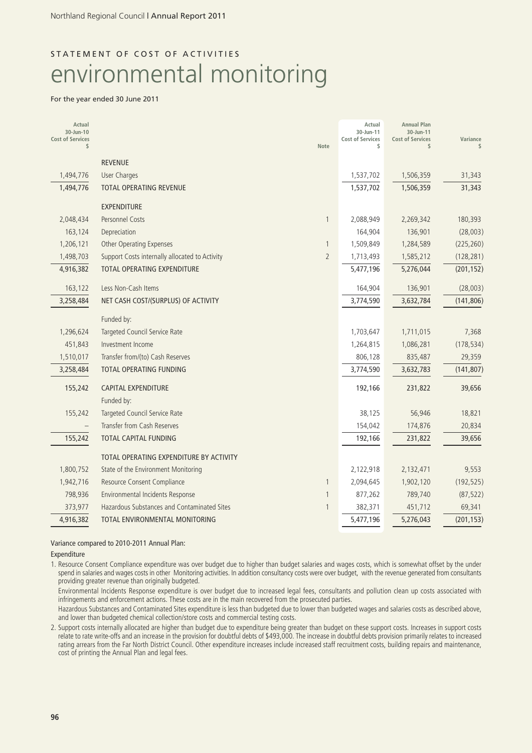STATEMENT OF COST OF ACTIVITIES

# environmental monitoring

For the year ended 30 June 2011

| Actual 30-Jun-10 Cost of Services $ | | Note | Actual 30-Jun-11 Cost of Services $ | Annual Plan 30-Jun-11 Cost of Services $ | Variance $ |
|---|---|---|---|---|---|
| | REVENUE | | | | |
| 1,494,776 | User Charges | | 1,537,702 | 1,506,359 | 31,343 |
| 1,494,776 | TOTAL OPERATING REVENUE | | 1,537,702 | 1,506,359 | 31,343 |
| | EXPENDITURE | | | | |
| 2,048,434 | Personnel Costs | 1 | 2,088,949 | 2,269,342 | 180,393 |
| 163,124 | Depreciation | | 164,904 | 136,901 | (28,003) |
| 1,206,121 | Other Operating Expenses | 1 | 1,509,849 | 1,284,589 | (225,260) |
| 1,498,703 | Support Costs internally allocated to Activity | 2 | 1,713,493 | 1,585,212 | (128,281) |
| 4,916,382 | TOTAL OPERATING EXPENDITURE | | 5,477,196 | 5,276,044 | (201,152) |
| 163,122 | Less Non-Cash Items | | 164,904 | 136,901 | (28,003) |
| 3,258,484 | NET CASH COST/(SURPLUS) OF ACTIVITY | | 3,774,590 | 3,632,784 | (141,806) |
| | Funded by: | | | | |
| 1,296,624 | Targeted Council Service Rate | | 1,703,647 | 1,711,015 | 7,368 |
| 451,843 | Investment Income | | 1,264,815 | 1,086,281 | (178,534) |
| 1,510,017 | Transfer from/(to) Cash Reserves | | 806,128 | 835,487 | 29,359 |
| 3,258,484 | TOTAL OPERATING FUNDING | | 3,774,590 | 3,632,783 | (141,807) |
| 155,242 | CAPITAL EXPENDITURE | | 192,166 | 231,822 | 39,656 |
| | Funded by: | | | | |
| 155,242 | Targeted Council Service Rate | | 38,125 | 56,946 | 18,821 |
| – | Transfer from Cash Reserves | | 154,042 | 174,876 | 20,834 |
| 155,242 | TOTAL CAPITAL FUNDING | | 192,166 | 231,822 | 39,656 |
| | TOTAL OPERATING EXPENDITURE BY ACTIVITY | | | | |
| 1,800,752 | State of the Environment Monitoring | | 2,122,918 | 2,132,471 | 9,553 |
| 1,942,716 | Resource Consent Compliance | 1 | 2,094,645 | 1,902,120 | (192,525) |
| 798,936 | Environmental Incidents Response | 1 | 877,262 | 789,740 | (87,522) |
| 373,977 | Hazardous Substances and Contaminated Sites | 1 | 382,371 | 451,712 | 69,341 |
| 4,916,382 | TOTAL ENVIRONMENTAL MONITORING | | 5,477,196 | 5,276,043 | (201,153) |

Variance compared to 2010-2011 Annual Plan:

Expenditure

1. Resource Consent Compliance expenditure was over budget due to higher than budget salaries and wages costs, which is somewhat offset by the under spend in salaries and wages costs in other Monitoring activities. In addition consultancy costs were over budget, with the revenue generated from consultants providing greater revenue than originally budgeted.

   Environmental Incidents Response expenditure is over budget due to increased legal fees, consultants and pollution clean up costs associated with infringements and enforcement actions. These costs are in the main recovered from the prosecuted parties.

   Hazardous Substances and Contaminated Sites expenditure is less than budgeted due to lower than budgeted wages and salaries costs as described above, and lower than budgeted chemical collection/store costs and commercial testing costs.

2. Support costs internally allocated are higher than budget due to expenditure being greater than budget on these support costs. Increases in support costs relate to rate write-offs and an increase in the provision for doubtful debts of $493,000. The increase in doubtful debts provision primarily relates to increased rating arrears from the Far North District Council. Other expenditure increases include increased staff recruitment costs, building repairs and maintenance, cost of printing the Annual Plan and legal fees.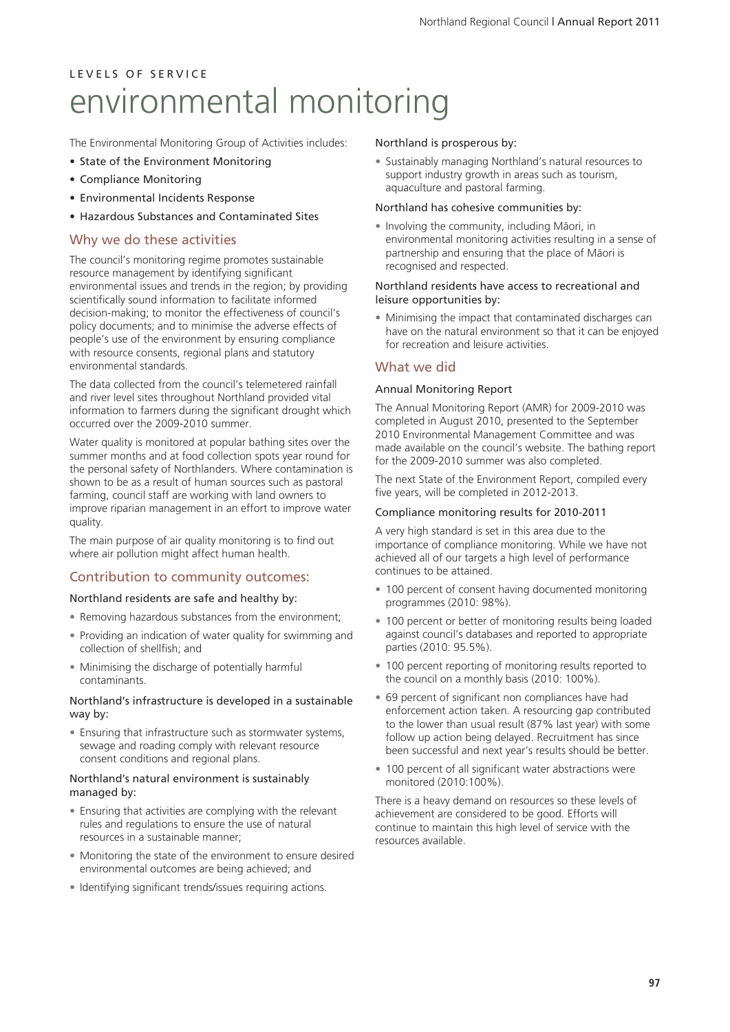LEVELS OF SERVICE

# environmental monitoring

The Environmental Monitoring Group of Activities includes:

- State of the Environment Monitoring
- Compliance Monitoring
- Environmental Incidents Response
- Hazardous Substances and Contaminated Sites

## Why we do these activities

The council's monitoring regime promotes sustainable resource management by identifying significant environmental issues and trends in the region; by providing scientifically sound information to facilitate informed decision-making; to monitor the effectiveness of council's policy documents; and to minimise the adverse effects of people's use of the environment by ensuring compliance with resource consents, regional plans and statutory environmental standards.

The data collected from the council's telemetered rainfall and river level sites throughout Northland provided vital information to farmers during the significant drought which occurred over the 2009-2010 summer.

Water quality is monitored at popular bathing sites over the summer months and at food collection spots year round for the personal safety of Northlanders. Where contamination is shown to be as a result of human sources such as pastoral farming, council staff are working with land owners to improve riparian management in an effort to improve water quality.

The main purpose of air quality monitoring is to find out where air pollution might affect human health.

## Contribution to community outcomes:

### Northland residents are safe and healthy by:

- Removing hazardous substances from the environment;
- Providing an indication of water quality for swimming and collection of shellfish; and
- Minimising the discharge of potentially harmful contaminants.

### Northland's infrastructure is developed in a sustainable way by:

- Ensuring that infrastructure such as stormwater systems, sewage and roading comply with relevant resource consent conditions and regional plans.

### Northland's natural environment is sustainably managed by:

- Ensuring that activities are complying with the relevant rules and regulations to ensure the use of natural resources in a sustainable manner;
- Monitoring the state of the environment to ensure desired environmental outcomes are being achieved; and
- Identifying significant trends/issues requiring actions.

### Northland is prosperous by:

- Sustainably managing Northland's natural resources to support industry growth in areas such as tourism, aquaculture and pastoral farming.

### Northland has cohesive communities by:

- Involving the community, including Māori, in environmental monitoring activities resulting in a sense of partnership and ensuring that the place of Māori is recognised and respected.

### Northland residents have access to recreational and leisure opportunities by:

- Minimising the impact that contaminated discharges can have on the natural environment so that it can be enjoyed for recreation and leisure activities.

## What we did

### Annual Monitoring Report

The Annual Monitoring Report (AMR) for 2009-2010 was completed in August 2010, presented to the September 2010 Environmental Management Committee and was made available on the council's website. The bathing report for the 2009-2010 summer was also completed.

The next State of the Environment Report, compiled every five years, will be completed in 2012-2013.

### Compliance monitoring results for 2010-2011

A very high standard is set in this area due to the importance of compliance monitoring. While we have not achieved all of our targets a high level of performance continues to be attained.

- 100 percent of consent having documented monitoring programmes (2010: 98%).
- 100 percent or better of monitoring results being loaded against council's databases and reported to appropriate parties (2010: 95.5%).
- 100 percent reporting of monitoring results reported to the council on a monthly basis (2010: 100%).
- 69 percent of significant non compliances have had enforcement action taken. A resourcing gap contributed to the lower than usual result (87% last year) with some follow up action being delayed. Recruitment has since been successful and next year's results should be better.
- 100 percent of all significant water abstractions were monitored (2010:100%).

There is a heavy demand on resources so these levels of achievement are considered to be good. Efforts will continue to maintain this high level of service with the resources available.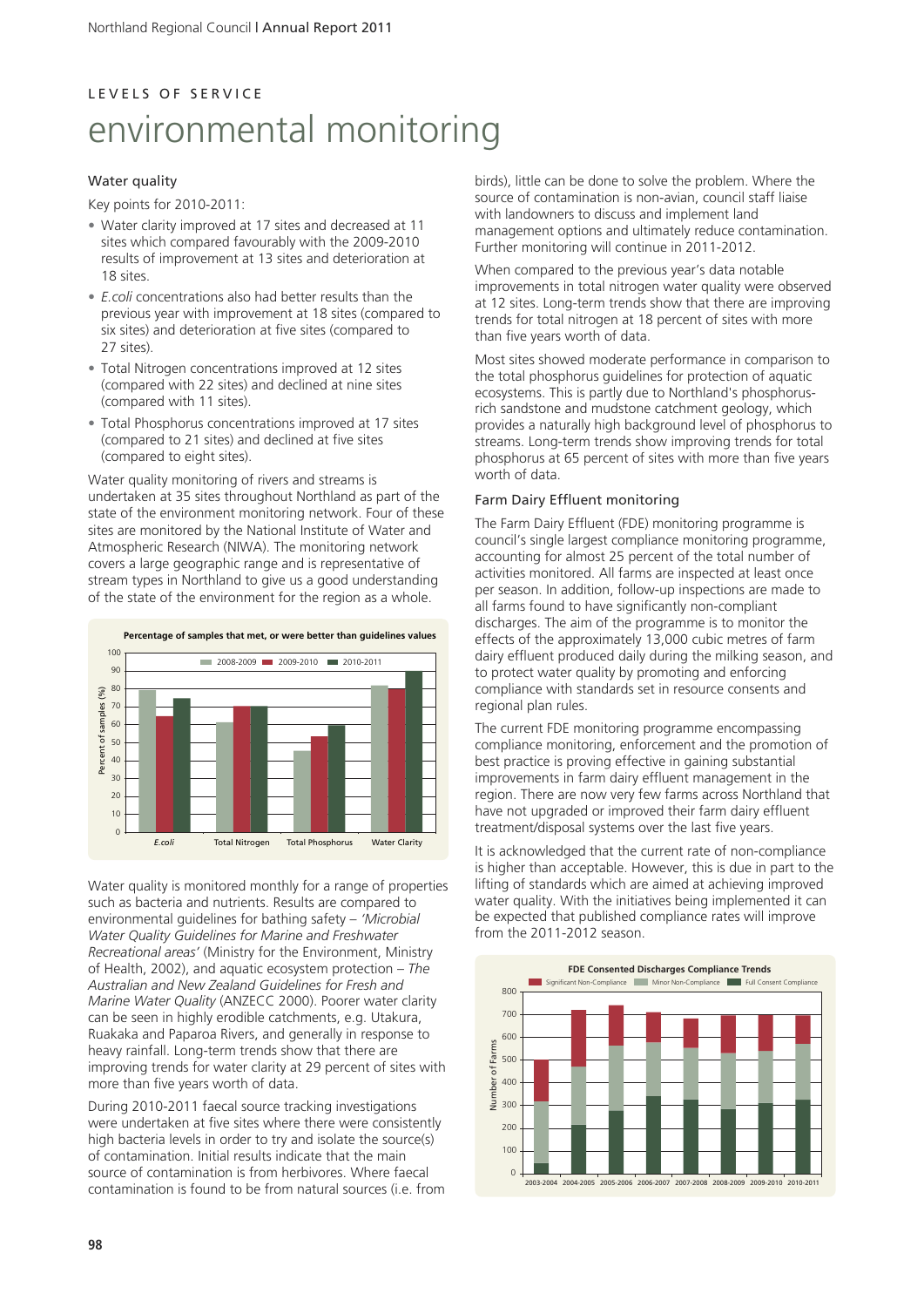# LEVELS OF SERVICE

# environmental monitoring

## Water quality

Key points for 2010-2011:

- Water clarity improved at 17 sites and decreased at 11 sites which compared favourably with the 2009-2010 results of improvement at 13 sites and deterioration at 18 sites.
- *E.coli* concentrations also had better results than the previous year with improvement at 18 sites (compared to six sites) and deterioration at five sites (compared to 27 sites).
- Total Nitrogen concentrations improved at 12 sites (compared with 22 sites) and declined at nine sites (compared with 11 sites).
- Total Phosphorus concentrations improved at 17 sites (compared to 21 sites) and declined at five sites (compared to eight sites).

Water quality monitoring of rivers and streams is undertaken at 35 sites throughout Northland as part of the state of the environment monitoring network. Four of these sites are monitored by the National Institute of Water and Atmospheric Research (NIWA). The monitoring network covers a large geographic range and is representative of stream types in Northland to give us a good understanding of the state of the environment for the region as a whole.

**Percentage of samples that met, or were better than guidelines values**

Water quality is monitored monthly for a range of properties such as bacteria and nutrients. Results are compared to environmental guidelines for bathing safety – *'Microbial Water Quality Guidelines for Marine and Freshwater Recreational areas'* (Ministry for the Environment, Ministry of Health, 2002), and aquatic ecosystem protection – *The Australian and New Zealand Guidelines for Fresh and Marine Water Quality* (ANZECC 2000). Poorer water clarity can be seen in highly erodible catchments, e.g. Utakura, Ruakaka and Paparoa Rivers, and generally in response to heavy rainfall. Long-term trends show that there are improving trends for water clarity at 29 percent of sites with more than five years worth of data.

During 2010-2011 faecal source tracking investigations were undertaken at five sites where there were consistently high bacteria levels in order to try and isolate the source(s) of contamination. Initial results indicate that the main source of contamination is from herbivores. Where faecal contamination is found to be from natural sources (i.e. from birds), little can be done to solve the problem. Where the source of contamination is non-avian, council staff liaise with landowners to discuss and implement land management options and ultimately reduce contamination. Further monitoring will continue in 2011-2012.

When compared to the previous year's data notable improvements in total nitrogen water quality were observed at 12 sites. Long-term trends show that there are improving trends for total nitrogen at 18 percent of sites with more than five years worth of data.

Most sites showed moderate performance in comparison to the total phosphorus guidelines for protection of aquatic ecosystems. This is partly due to Northland's phosphorus-rich sandstone and mudstone catchment geology, which provides a naturally high background level of phosphorus to streams. Long-term trends show improving trends for total phosphorus at 65 percent of sites with more than five years worth of data.

## Farm Dairy Effluent monitoring

The Farm Dairy Effluent (FDE) monitoring programme is council's single largest compliance monitoring programme, accounting for almost 25 percent of the total number of activities monitored. All farms are inspected at least once per season. In addition, follow-up inspections are made to all farms found to have significantly non-compliant discharges. The aim of the programme is to monitor the effects of the approximately 13,000 cubic metres of farm dairy effluent produced daily during the milking season, and to protect water quality by promoting and enforcing compliance with standards set in resource consents and regional plan rules.

The current FDE monitoring programme encompassing compliance monitoring, enforcement and the promotion of best practice is proving effective in gaining substantial improvements in farm dairy effluent management in the region. There are now very few farms across Northland that have not upgraded or improved their farm dairy effluent treatment/disposal systems over the last five years.

It is acknowledged that the current rate of non-compliance is higher than acceptable. However, this is due in part to the lifting of standards which are aimed at achieving improved water quality. With the initiatives being implemented it can be expected that published compliance rates will improve from the 2011-2012 season.

**FDE Consented Discharges Compliance Trends**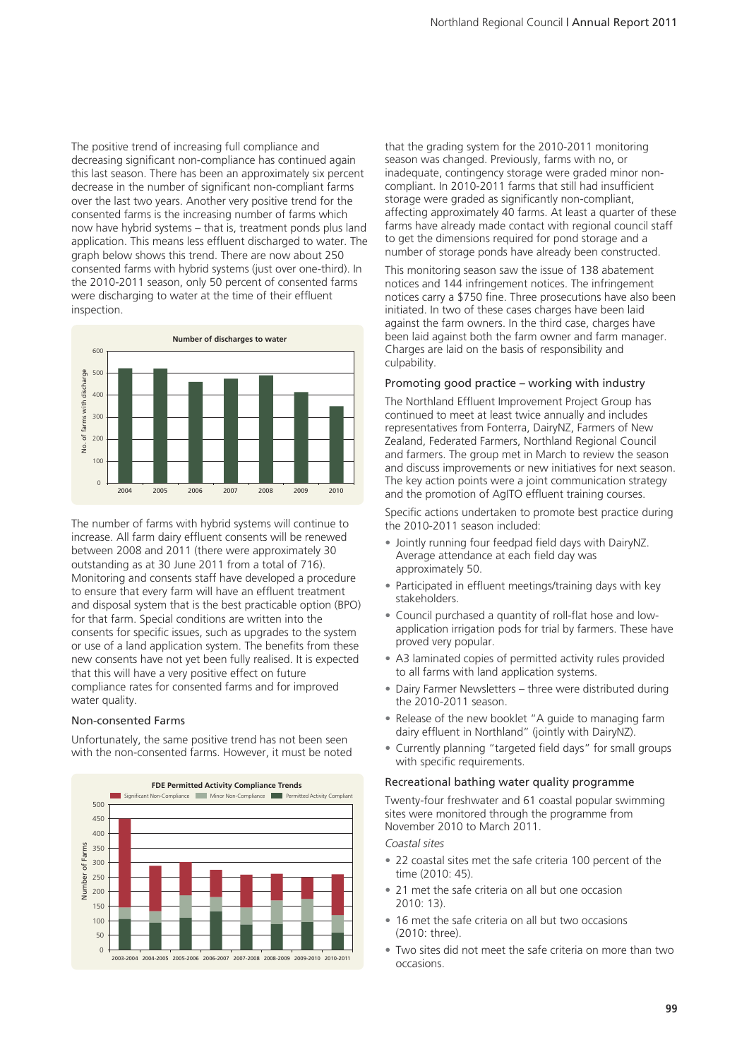The positive trend of increasing full compliance and decreasing significant non-compliance has continued again this last season. There has been an approximately six percent decrease in the number of significant non-compliant farms over the last two years. Another very positive trend for the consented farms is the increasing number of farms which now have hybrid systems – that is, treatment ponds plus land application. This means less effluent discharged to water. The graph below shows this trend. There are now about 250 consented farms with hybrid systems (just over one-third). In the 2010-2011 season, only 50 percent of consented farms were discharging to water at the time of their effluent inspection.

**Number of discharges to water**

No. of farms with discharge

| Year | 2004 | 2005 | 2006 | 2007 | 2008 | 2009 | 2010 |
|---|---|---|---|---|---|---|---|

The number of farms with hybrid systems will continue to increase. All farm dairy effluent consents will be renewed between 2008 and 2011 (there were approximately 30 outstanding as at 30 June 2011 from a total of 716). Monitoring and consents staff have developed a procedure to ensure that every farm will have an effluent treatment and disposal system that is the best practicable option (BPO) for that farm. Special conditions are written into the consents for specific issues, such as upgrades to the system or use of a land application system. The benefits from these new consents have not yet been fully realised. It is expected that this will have a very positive effect on future compliance rates for consented farms and for improved water quality.

### Non-consented Farms

Unfortunately, the same positive trend has not been seen with the non-consented farms. However, it must be noted that the grading system for the 2010-2011 monitoring season was changed. Previously, farms with no, or inadequate, contingency storage were graded minor non-compliant. In 2010-2011 farms that still had insufficient storage were graded as significantly non-compliant, affecting approximately 40 farms. At least a quarter of these farms have already made contact with regional council staff to get the dimensions required for pond storage and a number of storage ponds have already been constructed.

**FDE Permitted Activity Compliance Trends**

Significant Non-Compliance / Minor Non-Compliance / Permitted Activity Compliant

Number of Farms

| Season | 2003-2004 | 2004-2005 | 2005-2006 | 2006-2007 | 2007-2008 | 2008-2009 | 2009-2010 | 2010-2011 |
|---|---|---|---|---|---|---|---|---|

This monitoring season saw the issue of 138 abatement notices and 144 infringement notices. The infringement notices carry a $750 fine. Three prosecutions have also been initiated. In two of these cases charges have been laid against the farm owners. In the third case, charges have been laid against both the farm owner and farm manager. Charges are laid on the basis of responsibility and culpability.

### Promoting good practice – working with industry

The Northland Effluent Improvement Project Group has continued to meet at least twice annually and includes representatives from Fonterra, DairyNZ, Farmers of New Zealand, Federated Farmers, Northland Regional Council and farmers. The group met in March to review the season and discuss improvements or new initiatives for next season. The key action points were a joint communication strategy and the promotion of AgITO effluent training courses.

Specific actions undertaken to promote best practice during the 2010-2011 season included:

- Jointly running four feedpad field days with DairyNZ. Average attendance at each field day was approximately 50.
- Participated in effluent meetings/training days with key stakeholders.
- Council purchased a quantity of roll-flat hose and low-application irrigation pods for trial by farmers. These have proved very popular.
- A3 laminated copies of permitted activity rules provided to all farms with land application systems.
- Dairy Farmer Newsletters – three were distributed during the 2010-2011 season.
- Release of the new booklet "A guide to managing farm dairy effluent in Northland" (jointly with DairyNZ).
- Currently planning "targeted field days" for small groups with specific requirements.

### Recreational bathing water quality programme

Twenty-four freshwater and 61 coastal popular swimming sites were monitored through the programme from November 2010 to March 2011.

*Coastal sites*

- 22 coastal sites met the safe criteria 100 percent of the time (2010: 45).
- 21 met the safe criteria on all but one occasion 2010: 13).
- 16 met the safe criteria on all but two occasions (2010: three).
- Two sites did not meet the safe criteria on more than two occasions.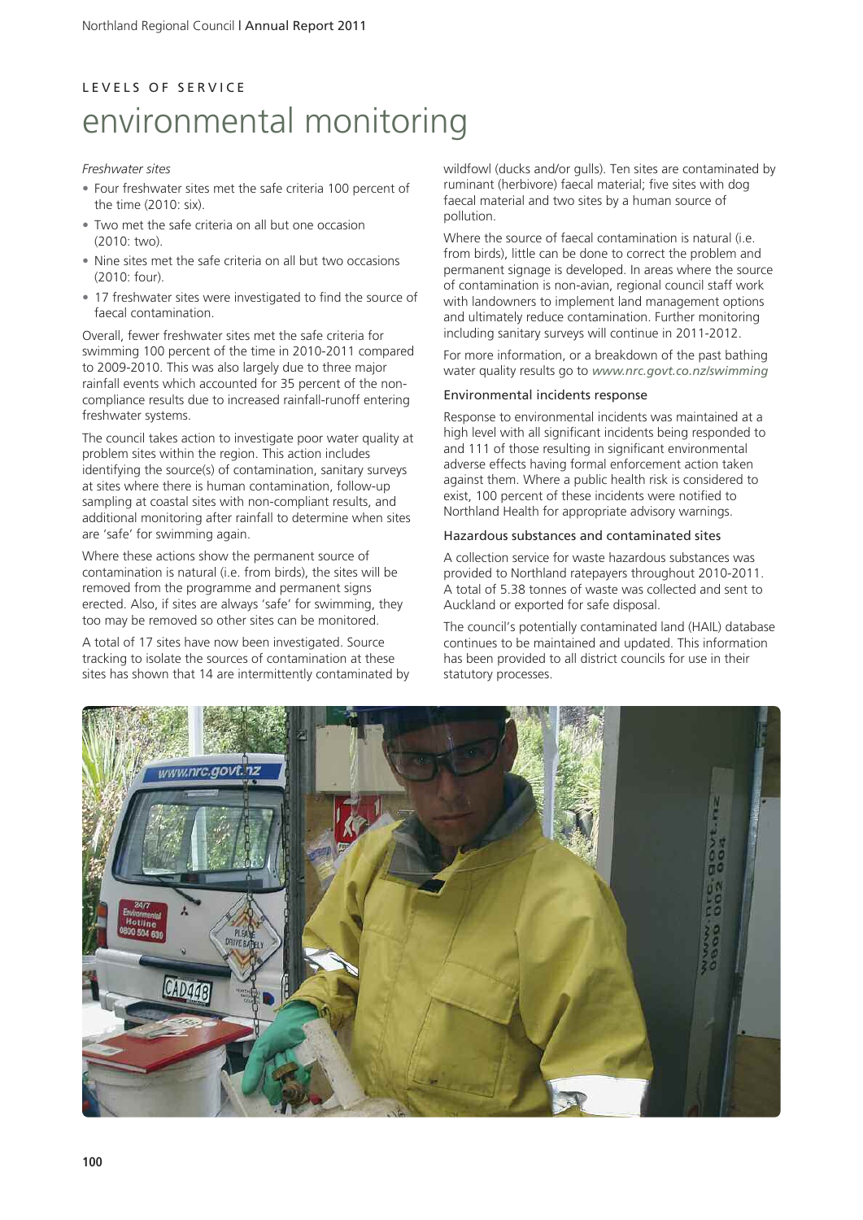LEVELS OF SERVICE

# environmental monitoring

*Freshwater sites*

- Four freshwater sites met the safe criteria 100 percent of the time (2010: six).
- Two met the safe criteria on all but one occasion (2010: two).
- Nine sites met the safe criteria on all but two occasions (2010: four).
- 17 freshwater sites were investigated to find the source of faecal contamination.

Overall, fewer freshwater sites met the safe criteria for swimming 100 percent of the time in 2010-2011 compared to 2009-2010. This was also largely due to three major rainfall events which accounted for 35 percent of the non-compliance results due to increased rainfall-runoff entering freshwater systems.

The council takes action to investigate poor water quality at problem sites within the region. This action includes identifying the source(s) of contamination, sanitary surveys at sites where there is human contamination, follow-up sampling at coastal sites with non-compliant results, and additional monitoring after rainfall to determine when sites are 'safe' for swimming again.

Where these actions show the permanent source of contamination is natural (i.e. from birds), the sites will be removed from the programme and permanent signs erected. Also, if sites are always 'safe' for swimming, they too may be removed so other sites can be monitored.

A total of 17 sites have now been investigated. Source tracking to isolate the sources of contamination at these sites has shown that 14 are intermittently contaminated by wildfowl (ducks and/or gulls). Ten sites are contaminated by ruminant (herbivore) faecal material; five sites with dog faecal material and two sites by a human source of pollution.

Where the source of faecal contamination is natural (i.e. from birds), little can be done to correct the problem and permanent signage is developed. In areas where the source of contamination is non-avian, regional council staff work with landowners to implement land management options and ultimately reduce contamination. Further monitoring including sanitary surveys will continue in 2011-2012.

For more information, or a breakdown of the past bathing water quality results go to *www.nrc.govt.co.nz/swimming*

## Environmental incidents response

Response to environmental incidents was maintained at a high level with all significant incidents being responded to and 111 of those resulting in significant environmental adverse effects having formal enforcement action taken against them. Where a public health risk is considered to exist, 100 percent of these incidents were notified to Northland Health for appropriate advisory warnings.

## Hazardous substances and contaminated sites

A collection service for waste hazardous substances was provided to Northland ratepayers throughout 2010-2011. A total of 5.38 tonnes of waste was collected and sent to Auckland or exported for safe disposal.

The council's potentially contaminated land (HAIL) database continues to be maintained and updated. This information has been provided to all district councils for use in their statutory processes.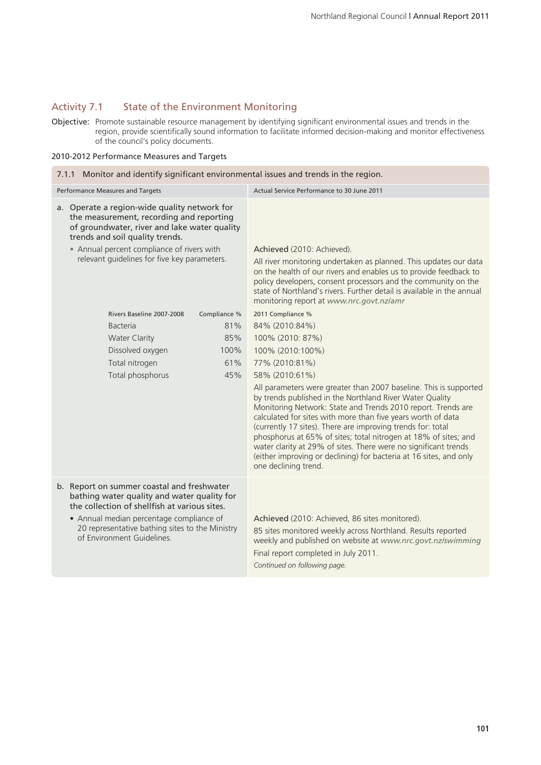## Activity 7.1 State of the Environment Monitoring

**Objective:** Promote sustainable resource management by identifying significant environmental issues and trends in the region, provide scientifically sound information to facilitate informed decision-making and monitor effectiveness of the council's policy documents.

### 2010-2012 Performance Measures and Targets

**7.1.1 Monitor and identify significant environmental issues and trends in the region.**

| Performance Measures and Targets | Actual Service Performance to 30 June 2011 |
|---|---|
| a. Operate a region-wide quality network for the measurement, recording and reporting of groundwater, river and lake water quality trends and soil quality trends.<br>• Annual percent compliance of rivers with relevant guidelines for five key parameters. | Achieved (2010: Achieved).<br>All river monitoring undertaken as planned. This updates our data on the health of our rivers and enables us to provide feedback to policy developers, consent processors and the community on the state of Northland's rivers. Further detail is available in the annual monitoring report at *www.nrc.govt.nz/amr* |
| Rivers Baseline 2007-2008 — Compliance % | 2011 Compliance % |
| Bacteria — 81% | 84% (2010:84%) |
| Water Clarity — 85% | 100% (2010: 87%) |
| Dissolved oxygen — 100% | 100% (2010:100%) |
| Total nitrogen — 61% | 77% (2010:81%) |
| Total phosphorus — 45% | 58% (2010:61%)<br>All parameters were greater than 2007 baseline. This is supported by trends published in the Northland River Water Quality Monitoring Network: State and Trends 2010 report. Trends are calculated for sites with more than five years worth of data (currently 17 sites). There are improving trends for: total phosphorus at 65% of sites; total nitrogen at 18% of sites; and water clarity at 29% of sites. There were no significant trends (either improving or declining) for bacteria at 16 sites, and only one declining trend. |
| b. Report on summer coastal and freshwater bathing water quality and water quality for the collection of shellfish at various sites.<br>• Annual median percentage compliance of 20 representative bathing sites to the Ministry of Environment Guidelines. | Achieved (2010: Achieved, 86 sites monitored).<br>85 sites monitored weekly across Northland. Results reported weekly and published on website at *www.nrc.govt.nz/swimming*<br>Final report completed in July 2011.<br>*Continued on following page.* |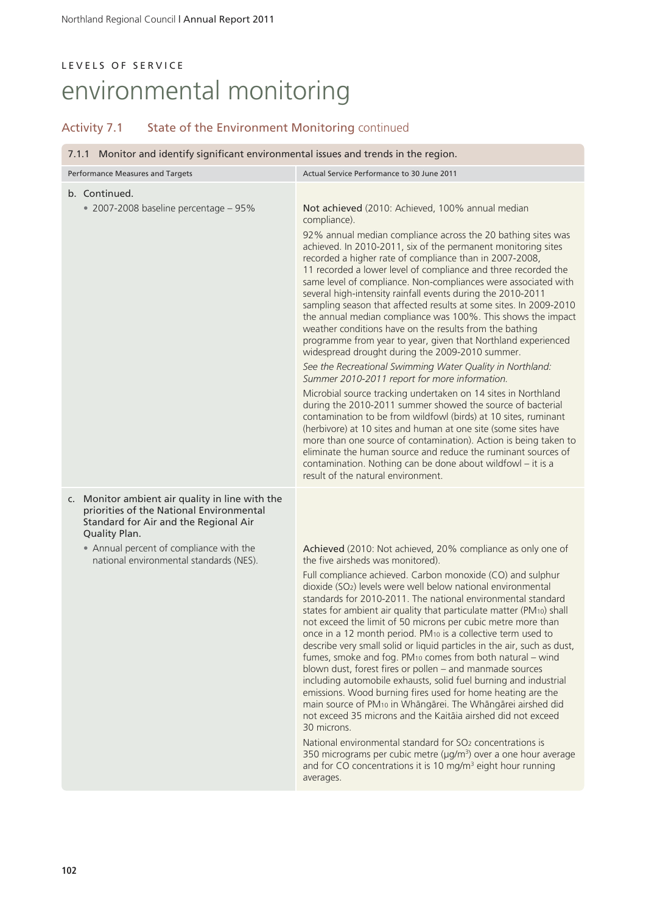LEVELS OF SERVICE

# environmental monitoring

## Activity 7.1 State of the Environment Monitoring continued

| 7.1.1 Monitor and identify significant environmental issues and trends in the region. | |
|---|---|
| Performance Measures and Targets | Actual Service Performance to 30 June 2011 |
| b. Continued.<br>• 2007-2008 baseline percentage – 95% | Not achieved (2010: Achieved, 100% annual median compliance).<br><br>92% annual median compliance across the 20 bathing sites was achieved. In 2010-2011, six of the permanent monitoring sites recorded a higher rate of compliance than in 2007-2008, 11 recorded a lower level of compliance and three recorded the same level of compliance. Non-compliances were associated with several high-intensity rainfall events during the 2010-2011 sampling season that affected results at some sites. In 2009-2010 the annual median compliance was 100%. This shows the impact weather conditions have on the results from the bathing programme from year to year, given that Northland experienced widespread drought during the 2009-2010 summer.<br><br>*See the Recreational Swimming Water Quality in Northland: Summer 2010-2011 report for more information.*<br><br>Microbial source tracking undertaken on 14 sites in Northland during the 2010-2011 summer showed the source of bacterial contamination to be from wildfowl (birds) at 10 sites, ruminant (herbivore) at 10 sites and human at one site (some sites have more than one source of contamination). Action is being taken to eliminate the human source and reduce the ruminant sources of contamination. Nothing can be done about wildfowl – it is a result of the natural environment. |
| c. Monitor ambient air quality in line with the priorities of the National Environmental Standard for Air and the Regional Air Quality Plan.<br>• Annual percent of compliance with the national environmental standards (NES). | Achieved (2010: Not achieved, 20% compliance as only one of the five airsheds was monitored).<br><br>Full compliance achieved. Carbon monoxide (CO) and sulphur dioxide ($SO_2$) levels were well below national environmental standards for 2010-2011. The national environmental standard states for ambient air quality that particulate matter ($PM_{10}$) shall not exceed the limit of 50 microns per cubic metre more than once in a 12 month period. $PM_{10}$ is a collective term used to describe very small solid or liquid particles in the air, such as dust, fumes, smoke and fog. $PM_{10}$ comes from both natural – wind blown dust, forest fires or pollen – and manmade sources including automobile exhausts, solid fuel burning and industrial emissions. Wood burning fires used for home heating are the main source of $PM_{10}$ in Whāngārei. The Whāngārei airshed did not exceed 35 microns and the Kaitāia airshed did not exceed 30 microns.<br><br>National environmental standard for $SO_2$ concentrations is 350 micrograms per cubic metre ($\mu g/m^3$) over a one hour average and for CO concentrations it is 10 $mg/m^3$ eight hour running averages. |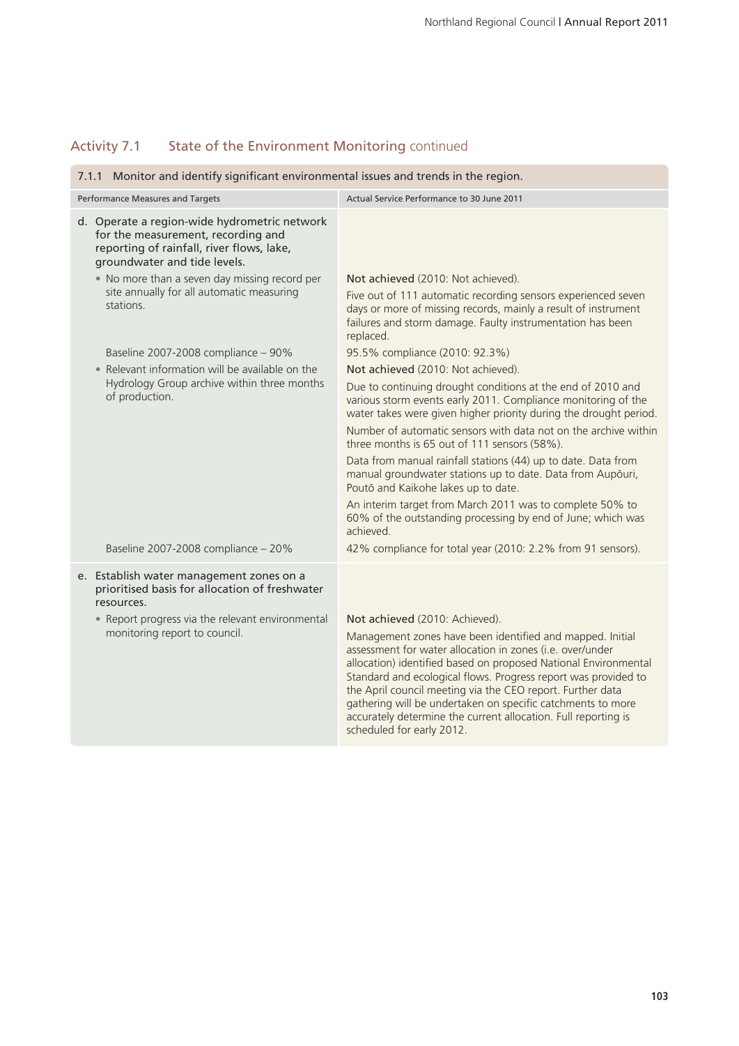## Activity 7.1 State of the Environment Monitoring continued

| 7.1.1 Monitor and identify significant environmental issues and trends in the region. | |
|---|---|
| **Performance Measures and Targets** | **Actual Service Performance to 30 June 2011** |
| d. Operate a region-wide hydrometric network for the measurement, recording and reporting of rainfall, river flows, lake, groundwater and tide levels. | |
| • No more than a seven day missing record per site annually for all automatic measuring stations. | Not achieved (2010: Not achieved).<br>Five out of 111 automatic recording sensors experienced seven days or more of missing records, mainly a result of instrument failures and storm damage. Faulty instrumentation has been replaced. |
| Baseline 2007-2008 compliance – 90% | 95.5% compliance (2010: 92.3%) |
| • Relevant information will be available on the Hydrology Group archive within three months of production. | Not achieved (2010: Not achieved).<br>Due to continuing drought conditions at the end of 2010 and various storm events early 2011. Compliance monitoring of the water takes were given higher priority during the drought period.<br>Number of automatic sensors with data not on the archive within three months is 65 out of 111 sensors (58%).<br>Data from manual rainfall stations (44) up to date. Data from manual groundwater stations up to date. Data from Aupōuri, Poutō and Kaikohe lakes up to date.<br>An interim target from March 2011 was to complete 50% to 60% of the outstanding processing by end of June; which was achieved. |
| Baseline 2007-2008 compliance – 20% | 42% compliance for total year (2010: 2.2% from 91 sensors). |
| e. Establish water management zones on a prioritised basis for allocation of freshwater resources. | |
| • Report progress via the relevant environmental monitoring report to council. | Not achieved (2010: Achieved).<br>Management zones have been identified and mapped. Initial assessment for water allocation in zones (i.e. over/under allocation) identified based on proposed National Environmental Standard and ecological flows. Progress report was provided to the April council meeting via the CEO report. Further data gathering will be undertaken on specific catchments to more accurately determine the current allocation. Full reporting is scheduled for early 2012. |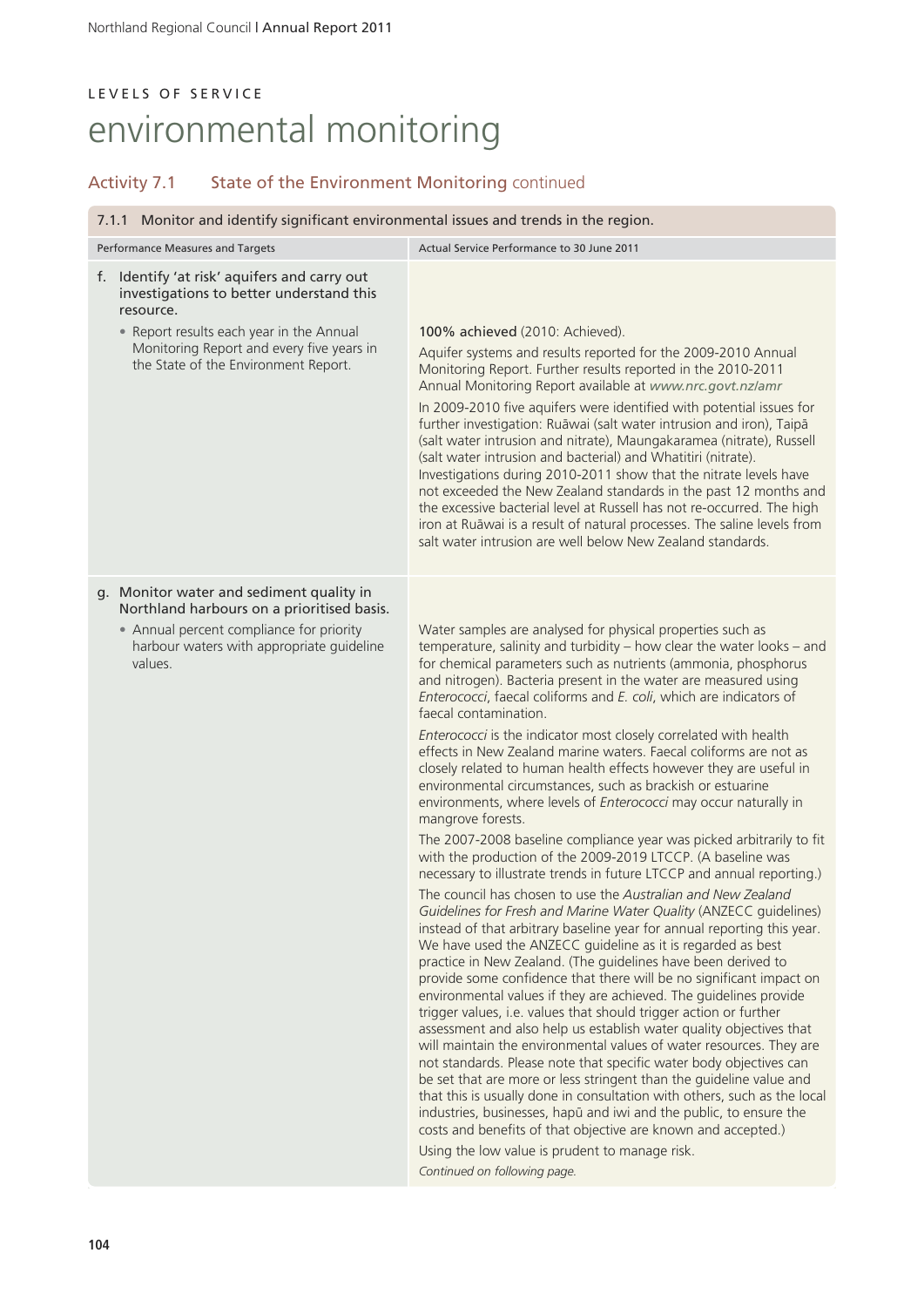LEVELS OF SERVICE

# environmental monitoring

## Activity 7.1 State of the Environment Monitoring continued

| 7.1.1 Monitor and identify significant environmental issues and trends in the region. | |
|---|---|
| **Performance Measures and Targets** | **Actual Service Performance to 30 June 2011** |
| f. Identify 'at risk' aquifers and carry out investigations to better understand this resource.<br>• Report results each year in the Annual Monitoring Report and every five years in the State of the Environment Report. | 100% achieved (2010: Achieved).<br>Aquifer systems and results reported for the 2009-2010 Annual Monitoring Report. Further results reported in the 2010-2011 Annual Monitoring Report available at *www.nrc.govt.nz/amr*<br>In 2009-2010 five aquifers were identified with potential issues for further investigation: Ruāwai (salt water intrusion and iron), Taipā (salt water intrusion and nitrate), Maungakaramea (nitrate), Russell (salt water intrusion and bacterial) and Whatitiri (nitrate). Investigations during 2010-2011 show that the nitrate levels have not exceeded the New Zealand standards in the past 12 months and the excessive bacterial level at Russell has not re-occurred. The high iron at Ruāwai is a result of natural processes. The saline levels from salt water intrusion are well below New Zealand standards. |
| g. Monitor water and sediment quality in Northland harbours on a prioritised basis.<br>• Annual percent compliance for priority harbour waters with appropriate guideline values. | Water samples are analysed for physical properties such as temperature, salinity and turbidity – how clear the water looks – and for chemical parameters such as nutrients (ammonia, phosphorus and nitrogen). Bacteria present in the water are measured using *Enterococci*, faecal coliforms and *E. coli*, which are indicators of faecal contamination.<br>*Enterococci* is the indicator most closely correlated with health effects in New Zealand marine waters. Faecal coliforms are not as closely related to human health effects however they are useful in environmental circumstances, such as brackish or estuarine environments, where levels of *Enterococci* may occur naturally in mangrove forests.<br>The 2007-2008 baseline compliance year was picked arbitrarily to fit with the production of the 2009-2019 LTCCP. (A baseline was necessary to illustrate trends in future LTCCP and annual reporting.)<br>The council has chosen to use the *Australian and New Zealand Guidelines for Fresh and Marine Water Quality* (ANZECC guidelines) instead of that arbitrary baseline year for annual reporting this year. We have used the ANZECC guideline as it is regarded as best practice in New Zealand. (The guidelines have been derived to provide some confidence that there will be no significant impact on environmental values if they are achieved. The guidelines provide trigger values, i.e. values that should trigger action or further assessment and also help us establish water quality objectives that will maintain the environmental values of water resources. They are not standards. Please note that specific water body objectives can be set that are more or less stringent than the guideline value and that this is usually done in consultation with others, such as the local industries, businesses, hapū and iwi and the public, to ensure the costs and benefits of that objective are known and accepted.)<br>Using the low value is prudent to manage risk.<br>*Continued on following page.* |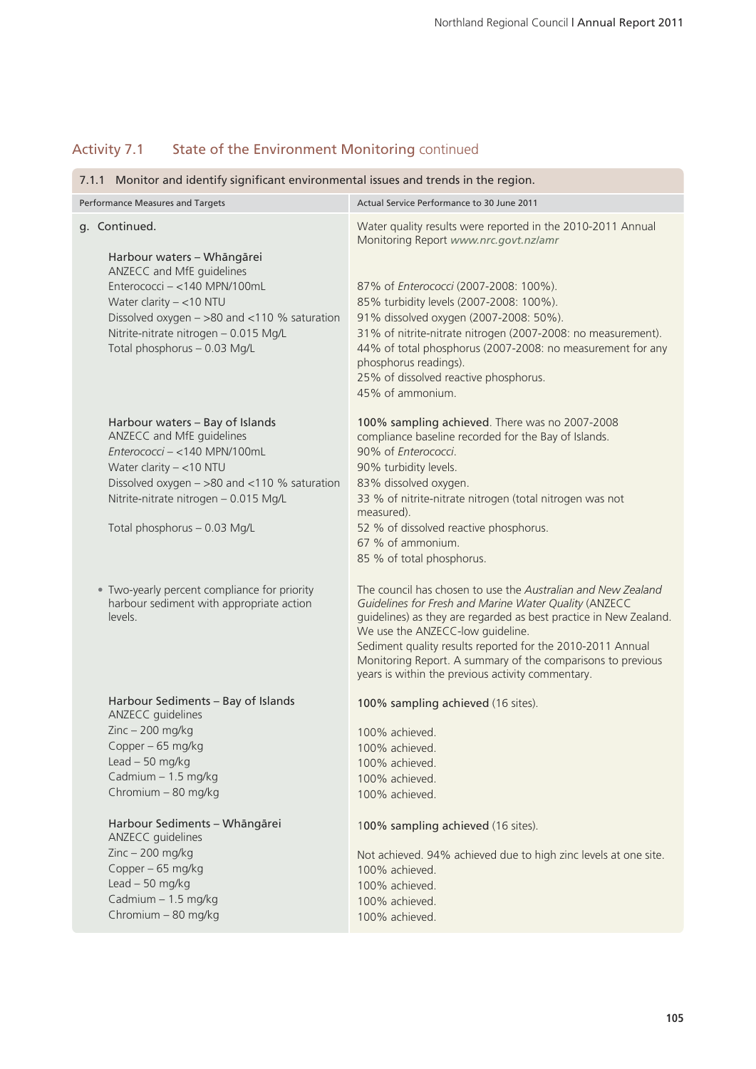## Activity 7.1 State of the Environment Monitoring continued

| 7.1.1 Monitor and identify significant environmental issues and trends in the region. | |
|---|---|
| Performance Measures and Targets | Actual Service Performance to 30 June 2011 |
| g. Continued. | Water quality results were reported in the 2010-2011 Annual Monitoring Report *www.nrc.govt.nz/amr* |
| Harbour waters – Whāngārei<br>ANZECC and MfE guidelines<br>Enterococci – <140 MPN/100mL<br>Water clarity – <10 NTU<br>Dissolved oxygen – >80 and <110 % saturation<br>Nitrite-nitrate nitrogen – 0.015 Mg/L<br>Total phosphorus – 0.03 Mg/L | 87% of *Enterococci* (2007-2008: 100%).<br>85% turbidity levels (2007-2008: 100%).<br>91% dissolved oxygen (2007-2008: 50%).<br>31% of nitrite-nitrate nitrogen (2007-2008: no measurement).<br>44% of total phosphorus (2007-2008: no measurement for any phosphorus readings).<br>25% of dissolved reactive phosphorus.<br>45% of ammonium. |
| Harbour waters – Bay of Islands<br>ANZECC and MfE guidelines<br>*Enterococci* – <140 MPN/100mL<br>Water clarity – <10 NTU<br>Dissolved oxygen – >80 and <110 % saturation<br>Nitrite-nitrate nitrogen – 0.015 Mg/L<br>Total phosphorus – 0.03 Mg/L | **100% sampling achieved**. There was no 2007-2008 compliance baseline recorded for the Bay of Islands.<br>90% of *Enterococci*.<br>90% turbidity levels.<br>83% dissolved oxygen.<br>33 % of nitrite-nitrate nitrogen (total nitrogen was not measured).<br>52 % of dissolved reactive phosphorus.<br>67 % of ammonium.<br>85 % of total phosphorus. |
| • Two-yearly percent compliance for priority harbour sediment with appropriate action levels. | The council has chosen to use the *Australian and New Zealand Guidelines for Fresh and Marine Water Quality* (ANZECC guidelines) as they are regarded as best practice in New Zealand. We use the ANZECC-low guideline.<br>Sediment quality results reported for the 2010-2011 Annual Monitoring Report. A summary of the comparisons to previous years is within the previous activity commentary. |
| Harbour Sediments – Bay of Islands<br>ANZECC guidelines<br>Zinc – 200 mg/kg<br>Copper – 65 mg/kg<br>Lead – 50 mg/kg<br>Cadmium – 1.5 mg/kg<br>Chromium – 80 mg/kg | **100% sampling achieved** (16 sites).<br>100% achieved.<br>100% achieved.<br>100% achieved.<br>100% achieved.<br>100% achieved. |
| Harbour Sediments – Whāngārei<br>ANZECC guidelines<br>Zinc – 200 mg/kg<br>Copper – 65 mg/kg<br>Lead – 50 mg/kg<br>Cadmium – 1.5 mg/kg<br>Chromium – 80 mg/kg | **100% sampling achieved** (16 sites).<br>Not achieved. 94% achieved due to high zinc levels at one site.<br>100% achieved.<br>100% achieved.<br>100% achieved.<br>100% achieved. |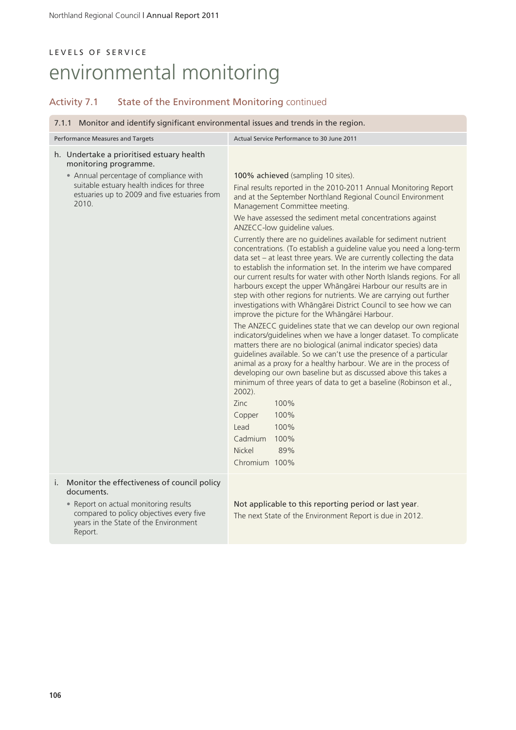LEVELS OF SERVICE

# environmental monitoring

## Activity 7.1 State of the Environment Monitoring continued

| 7.1.1 Monitor and identify significant environmental issues and trends in the region. | |
|---|---|
| Performance Measures and Targets | Actual Service Performance to 30 June 2011 |
| h. Undertake a prioritised estuary health monitoring programme.<br>• Annual percentage of compliance with suitable estuary health indices for three estuaries up to 2009 and five estuaries from 2010. | 100% achieved (sampling 10 sites).<br>Final results reported in the 2010-2011 Annual Monitoring Report and at the September Northland Regional Council Environment Management Committee meeting.<br>We have assessed the sediment metal concentrations against ANZECC-low guideline values.<br>Currently there are no guidelines available for sediment nutrient concentrations. (To establish a guideline value you need a long-term data set – at least three years. We are currently collecting the data to establish the information set. In the interim we have compared our current results for water with other North Islands regions. For all harbours except the upper Whāngārei Harbour our results are in step with other regions for nutrients. We are carrying out further investigations with Whāngārei District Council to see how we can improve the picture for the Whāngārei Harbour.<br>The ANZECC guidelines state that we can develop our own regional indicators/guidelines when we have a longer dataset. To complicate matters there are no biological (animal indicator species) data guidelines available. So we can't use the presence of a particular animal as a proxy for a healthy harbour. We are in the process of developing our own baseline but as discussed above this takes a minimum of three years of data to get a baseline (Robinson et al., 2002).<br>Zinc 100%<br>Copper 100%<br>Lead 100%<br>Cadmium 100%<br>Nickel 89%<br>Chromium 100% |
| i. Monitor the effectiveness of council policy documents.<br>• Report on actual monitoring results compared to policy objectives every five years in the State of the Environment Report. | Not applicable to this reporting period or last year.<br>The next State of the Environment Report is due in 2012. |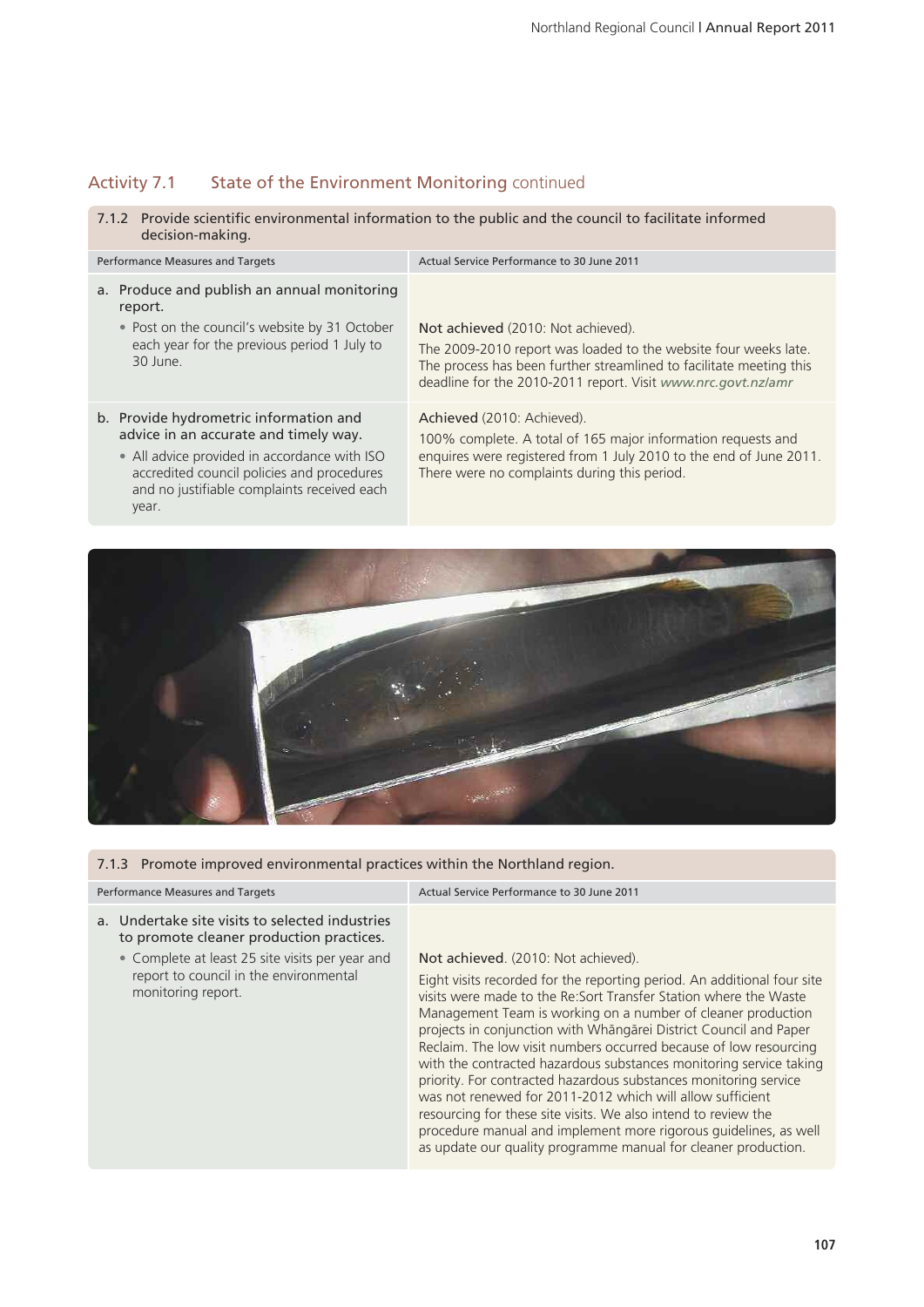## Activity 7.1 State of the Environment Monitoring continued

### 7.1.2 Provide scientific environmental information to the public and the council to facilitate informed decision-making.

| Performance Measures and Targets | Actual Service Performance to 30 June 2011 |
|---|---|
| a. Produce and publish an annual monitoring report. <br>• Post on the council's website by 31 October each year for the previous period 1 July to 30 June. | Not achieved (2010: Not achieved). <br>The 2009-2010 report was loaded to the website four weeks late. The process has been further streamlined to facilitate meeting this deadline for the 2010-2011 report. Visit *www.nrc.govt.nz/amr* |
| b. Provide hydrometric information and advice in an accurate and timely way. <br>• All advice provided in accordance with ISO accredited council policies and procedures and no justifiable complaints received each year. | Achieved (2010: Achieved). <br>100% complete. A total of 165 major information requests and enquires were registered from 1 July 2010 to the end of June 2011. There were no complaints during this period. |

### 7.1.3 Promote improved environmental practices within the Northland region.

| Performance Measures and Targets | Actual Service Performance to 30 June 2011 |
|---|---|
| a. Undertake site visits to selected industries to promote cleaner production practices. <br>• Complete at least 25 site visits per year and report to council in the environmental monitoring report. | Not achieved. (2010: Not achieved). <br>Eight visits recorded for the reporting period. An additional four site visits were made to the Re:Sort Transfer Station where the Waste Management Team is working on a number of cleaner production projects in conjunction with Whāngārei District Council and Paper Reclaim. The low visit numbers occurred because of low resourcing with the contracted hazardous substances monitoring service taking priority. For contracted hazardous substances monitoring service was not renewed for 2011-2012 which will allow sufficient resourcing for these site visits. We also intend to review the procedure manual and implement more rigorous guidelines, as well as update our quality programme manual for cleaner production. |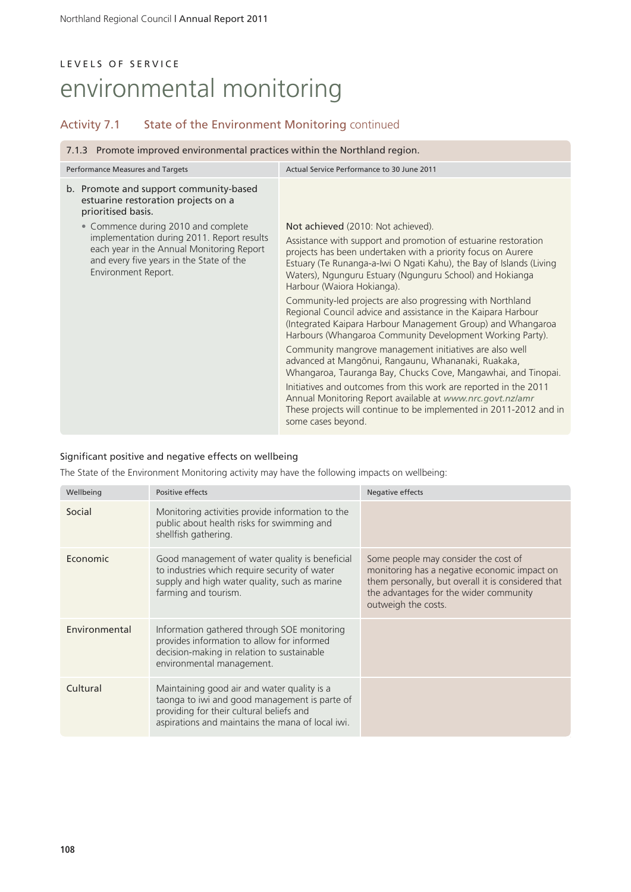LEVELS OF SERVICE

# environmental monitoring

## Activity 7.1 State of the Environment Monitoring continued

| 7.1.3 Promote improved environmental practices within the Northland region. | |
|---|---|
| **Performance Measures and Targets** | **Actual Service Performance to 30 June 2011** |
| b. Promote and support community-based estuarine restoration projects on a prioritised basis.<br>• Commence during 2010 and complete implementation during 2011. Report results each year in the Annual Monitoring Report and every five years in the State of the Environment Report. | Not achieved (2010: Not achieved).<br>Assistance with support and promotion of estuarine restoration projects has been undertaken with a priority focus on Aurere Estuary (Te Runanga-a-Iwi O Ngati Kahu), the Bay of Islands (Living Waters), Ngunguru Estuary (Ngunguru School) and Hokianga Harbour (Waiora Hokianga).<br>Community-led projects are also progressing with Northland Regional Council advice and assistance in the Kaipara Harbour (Integrated Kaipara Harbour Management Group) and Whangaroa Harbours (Whangaroa Community Development Working Party).<br>Community mangrove management initiatives are also well advanced at Mangōnui, Rangaunu, Whananaki, Ruakaka, Whangaroa, Tauranga Bay, Chucks Cove, Mangawhai, and Tinopai.<br>Initiatives and outcomes from this work are reported in the 2011 Annual Monitoring Report available at *www.nrc.govt.nz/amr* These projects will continue to be implemented in 2011-2012 and in some cases beyond. |

### Significant positive and negative effects on wellbeing

The State of the Environment Monitoring activity may have the following impacts on wellbeing:

| Wellbeing | Positive effects | Negative effects |
|---|---|---|
| Social | Monitoring activities provide information to the public about health risks for swimming and shellfish gathering. | |
| Economic | Good management of water quality is beneficial to industries which require security of water supply and high water quality, such as marine farming and tourism. | Some people may consider the cost of monitoring has a negative economic impact on them personally, but overall it is considered that the advantages for the wider community outweigh the costs. |
| Environmental | Information gathered through SOE monitoring provides information to allow for informed decision-making in relation to sustainable environmental management. | |
| Cultural | Maintaining good air and water quality is a taonga to iwi and good management is parte of providing for their cultural beliefs and aspirations and maintains the mana of local iwi. | |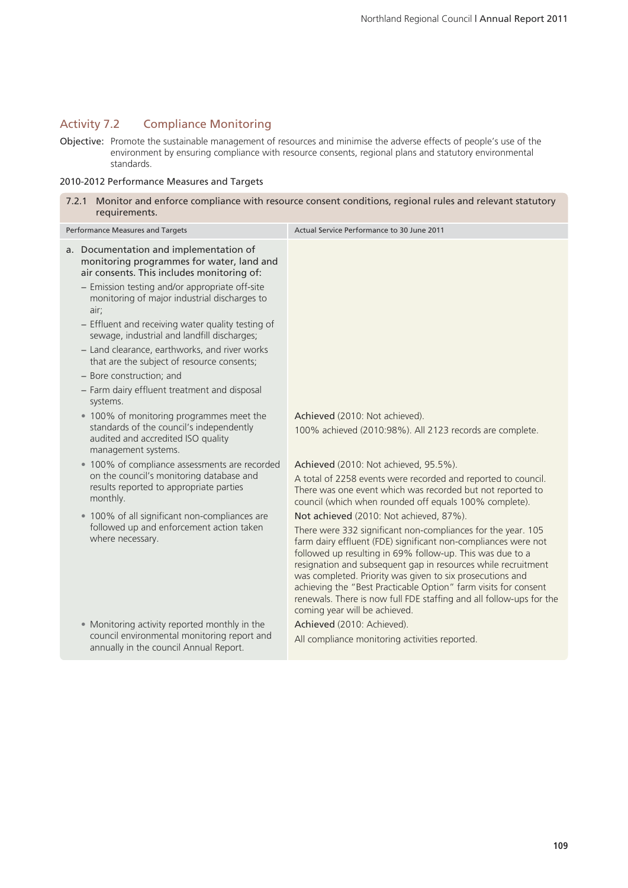## Activity 7.2 Compliance Monitoring

**Objective:** Promote the sustainable management of resources and minimise the adverse effects of people's use of the environment by ensuring compliance with resource consents, regional plans and statutory environmental standards.

### 2010-2012 Performance Measures and Targets

| 7.2.1 Monitor and enforce compliance with resource consent conditions, regional rules and relevant statutory requirements. | |
|---|---|
| **Performance Measures and Targets** | **Actual Service Performance to 30 June 2011** |
| a. Documentation and implementation of monitoring programmes for water, land and air consents. This includes monitoring of:<br>– Emission testing and/or appropriate off-site monitoring of major industrial discharges to air;<br>– Effluent and receiving water quality testing of sewage, industrial and landfill discharges;<br>– Land clearance, earthworks, and river works that are the subject of resource consents;<br>– Bore construction; and<br>– Farm dairy effluent treatment and disposal systems. | |
| • 100% of monitoring programmes meet the standards of the council's independently audited and accredited ISO quality management systems. | Achieved (2010: Not achieved).<br>100% achieved (2010:98%). All 2123 records are complete. |
| • 100% of compliance assessments are recorded on the council's monitoring database and results reported to appropriate parties monthly. | Achieved (2010: Not achieved, 95.5%).<br>A total of 2258 events were recorded and reported to council. There was one event which was recorded but not reported to council (which when rounded off equals 100% complete). |
| • 100% of all significant non-compliances are followed up and enforcement action taken where necessary. | Not achieved (2010: Not achieved, 87%).<br>There were 332 significant non-compliances for the year. 105 farm dairy effluent (FDE) significant non-compliances were not followed up resulting in 69% follow-up. This was due to a resignation and subsequent gap in resources while recruitment was completed. Priority was given to six prosecutions and achieving the "Best Practicable Option" farm visits for consent renewals. There is now full FDE staffing and all follow-ups for the coming year will be achieved. |
| • Monitoring activity reported monthly in the council environmental monitoring report and annually in the council Annual Report. | Achieved (2010: Achieved).<br>All compliance monitoring activities reported. |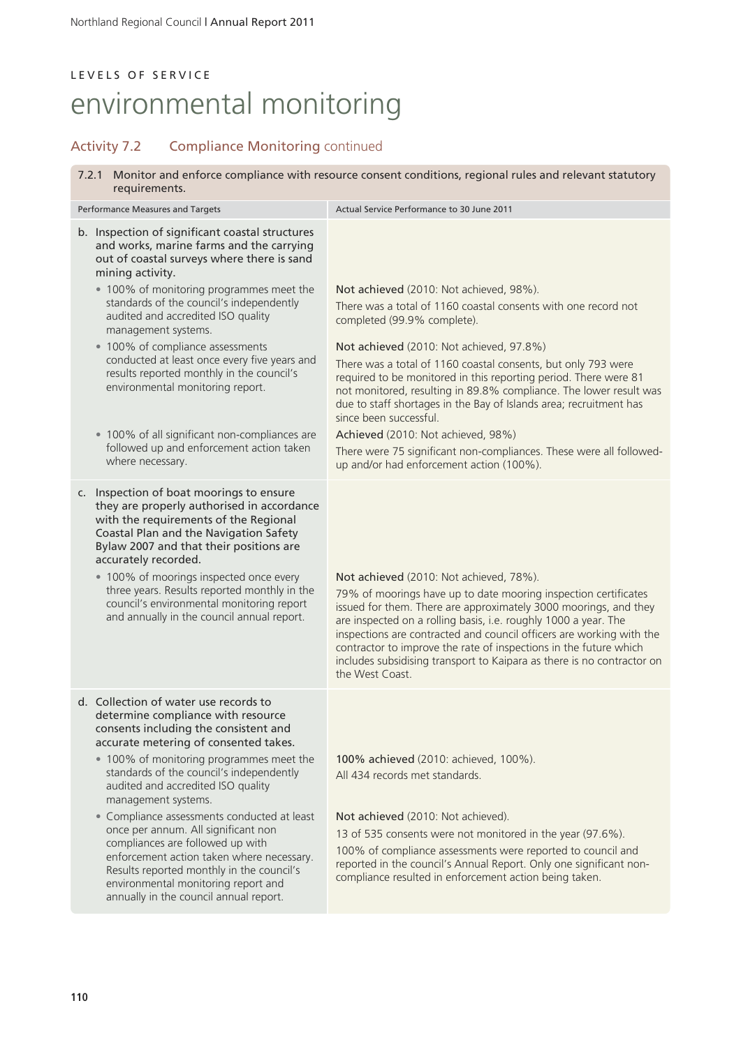LEVELS OF SERVICE

# environmental monitoring

## Activity 7.2 Compliance Monitoring continued

| 7.2.1 Monitor and enforce compliance with resource consent conditions, regional rules and relevant statutory requirements. | |
|---|---|
| **Performance Measures and Targets** | **Actual Service Performance to 30 June 2011** |
| **b. Inspection of significant coastal structures and works, marine farms and the carrying out of coastal surveys where there is sand mining activity.** | |
| • 100% of monitoring programmes meet the standards of the council's independently audited and accredited ISO quality management systems. | Not achieved (2010: Not achieved, 98%). There was a total of 1160 coastal consents with one record not completed (99.9% complete). |
| • 100% of compliance assessments conducted at least once every five years and results reported monthly in the council's environmental monitoring report. | Not achieved (2010: Not achieved, 97.8%) There was a total of 1160 coastal consents, but only 793 were required to be monitored in this reporting period. There were 81 not monitored, resulting in 89.8% compliance. The lower result was due to staff shortages in the Bay of Islands area; recruitment has since been successful. |
| • 100% of all significant non-compliances are followed up and enforcement action taken where necessary. | Achieved (2010: Not achieved, 98%) There were 75 significant non-compliances. These were all followed-up and/or had enforcement action (100%). |
| **c. Inspection of boat moorings to ensure they are properly authorised in accordance with the requirements of the Regional Coastal Plan and the Navigation Safety Bylaw 2007 and that their positions are accurately recorded.** | |
| • 100% of moorings inspected once every three years. Results reported monthly in the council's environmental monitoring report and annually in the council annual report. | Not achieved (2010: Not achieved, 78%). 79% of moorings have up to date mooring inspection certificates issued for them. There are approximately 3000 moorings, and they are inspected on a rolling basis, i.e. roughly 1000 a year. The inspections are contracted and council officers are working with the contractor to improve the rate of inspections in the future which includes subsidising transport to Kaipara as there is no contractor on the West Coast. |
| **d. Collection of water use records to determine compliance with resource consents including the consistent and accurate metering of consented takes.** | |
| • 100% of monitoring programmes meet the standards of the council's independently audited and accredited ISO quality management systems. | **100% achieved** (2010: achieved, 100%). All 434 records met standards. |
| • Compliance assessments conducted at least once per annum. All significant non compliances are followed up with enforcement action taken where necessary. Results reported monthly in the council's environmental monitoring report and annually in the council annual report. | Not achieved (2010: Not achieved). 13 of 535 consents were not monitored in the year (97.6%). 100% of compliance assessments were reported to council and reported in the council's Annual Report. Only one significant non-compliance resulted in enforcement action being taken. |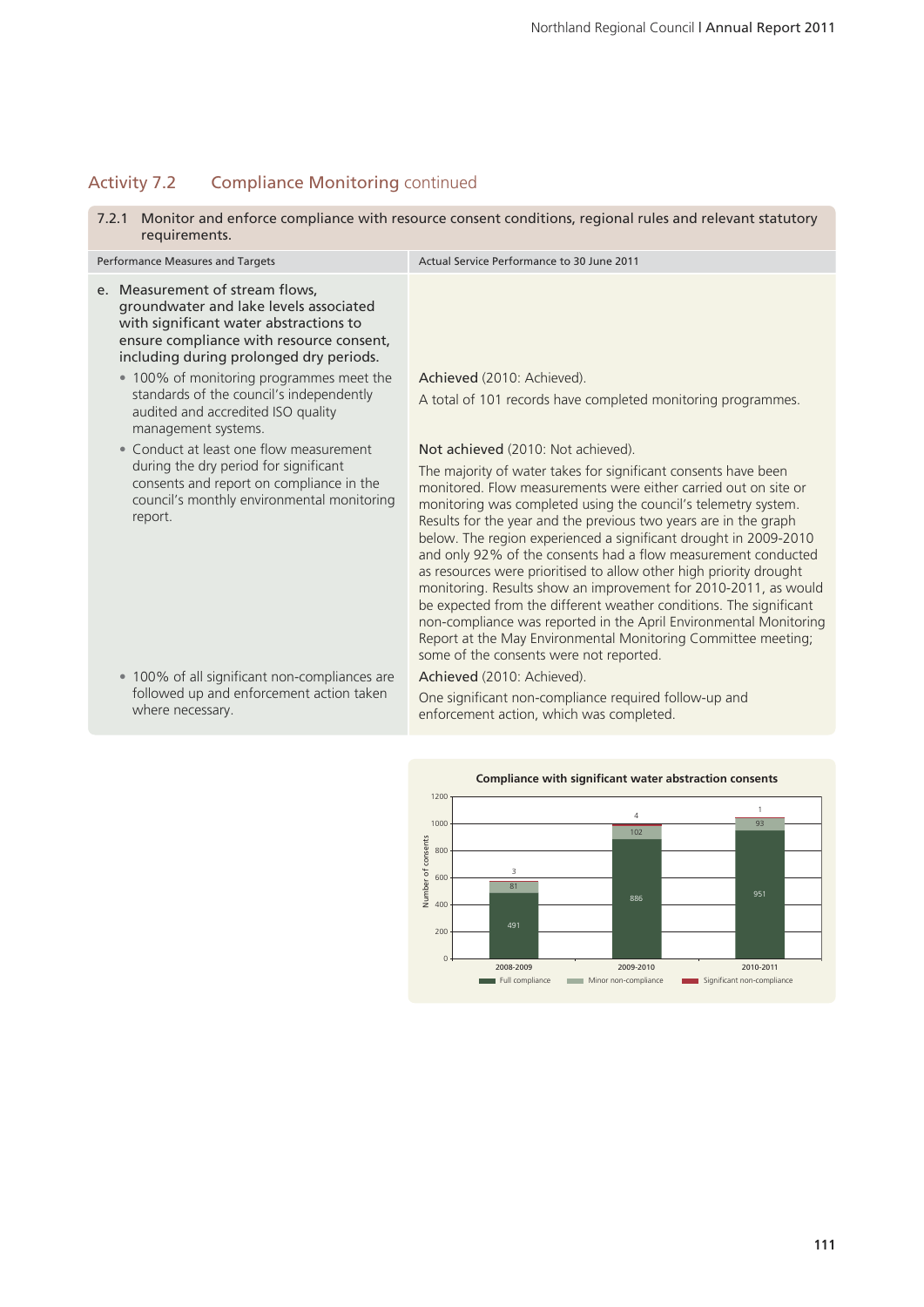## Activity 7.2 Compliance Monitoring continued

| 7.2.1 Monitor and enforce compliance with resource consent conditions, regional rules and relevant statutory requirements. | |
|---|---|
| Performance Measures and Targets | Actual Service Performance to 30 June 2011 |
| **e. Measurement of stream flows, groundwater and lake levels associated with significant water abstractions to ensure compliance with resource consent, including during prolonged dry periods.** | |
| • 100% of monitoring programmes meet the standards of the council's independently audited and accredited ISO quality management systems. | Achieved (2010: Achieved). A total of 101 records have completed monitoring programmes. |
| • Conduct at least one flow measurement during the dry period for significant consents and report on compliance in the council's monthly environmental monitoring report. | Not achieved (2010: Not achieved). The majority of water takes for significant consents have been monitored. Flow measurements were either carried out on site or monitoring was completed using the council's telemetry system. Results for the year and the previous two years are in the graph below. The region experienced a significant drought in 2009-2010 and only 92% of the consents had a flow measurement conducted as resources were prioritised to allow other high priority drought monitoring. Results show an improvement for 2010-2011, as would be expected from the different weather conditions. The significant non-compliance was reported in the April Environmental Monitoring Report at the May Environmental Monitoring Committee meeting; some of the consents were not reported. |
| • 100% of all significant non-compliances are followed up and enforcement action taken where necessary. | Achieved (2010: Achieved). One significant non-compliance required follow-up and enforcement action, which was completed. |

**Compliance with significant water abstraction consents**

| Year | Full compliance | Minor non-compliance | Significant non-compliance |
|---|---|---|---|
| 2008-2009 | 491 | 81 | 3 |
| 2009-2010 | 886 | 102 | 4 |
| 2010-2011 | 951 | 93 | 1 |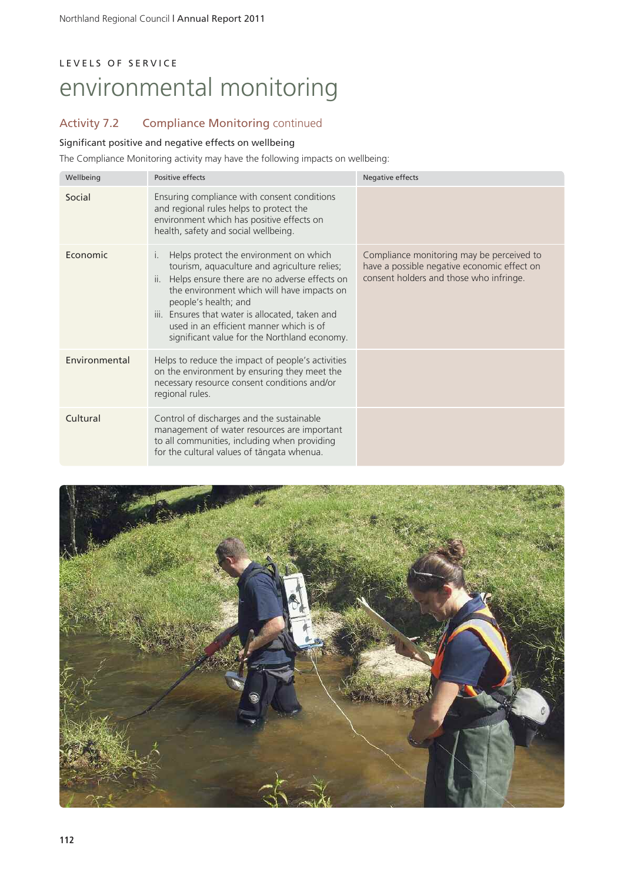## LEVELS OF SERVICE

# environmental monitoring

### Activity 7.2 Compliance Monitoring continued

#### Significant positive and negative effects on wellbeing

The Compliance Monitoring activity may have the following impacts on wellbeing:

| Wellbeing | Positive effects | Negative effects |
|---|---|---|
| Social | Ensuring compliance with consent conditions and regional rules helps to protect the environment which has positive effects on health, safety and social wellbeing. | |
| Economic | i. Helps protect the environment on which tourism, aquaculture and agriculture relies; ii. Helps ensure there are no adverse effects on the environment which will have impacts on people's health; and iii. Ensures that water is allocated, taken and used in an efficient manner which is of significant value for the Northland economy. | Compliance monitoring may be perceived to have a possible negative economic effect on consent holders and those who infringe. |
| Environmental | Helps to reduce the impact of people's activities on the environment by ensuring they meet the necessary resource consent conditions and/or regional rules. | |
| Cultural | Control of discharges and the sustainable management of water resources are important to all communities, including when providing for the cultural values of tāngata whenua. | |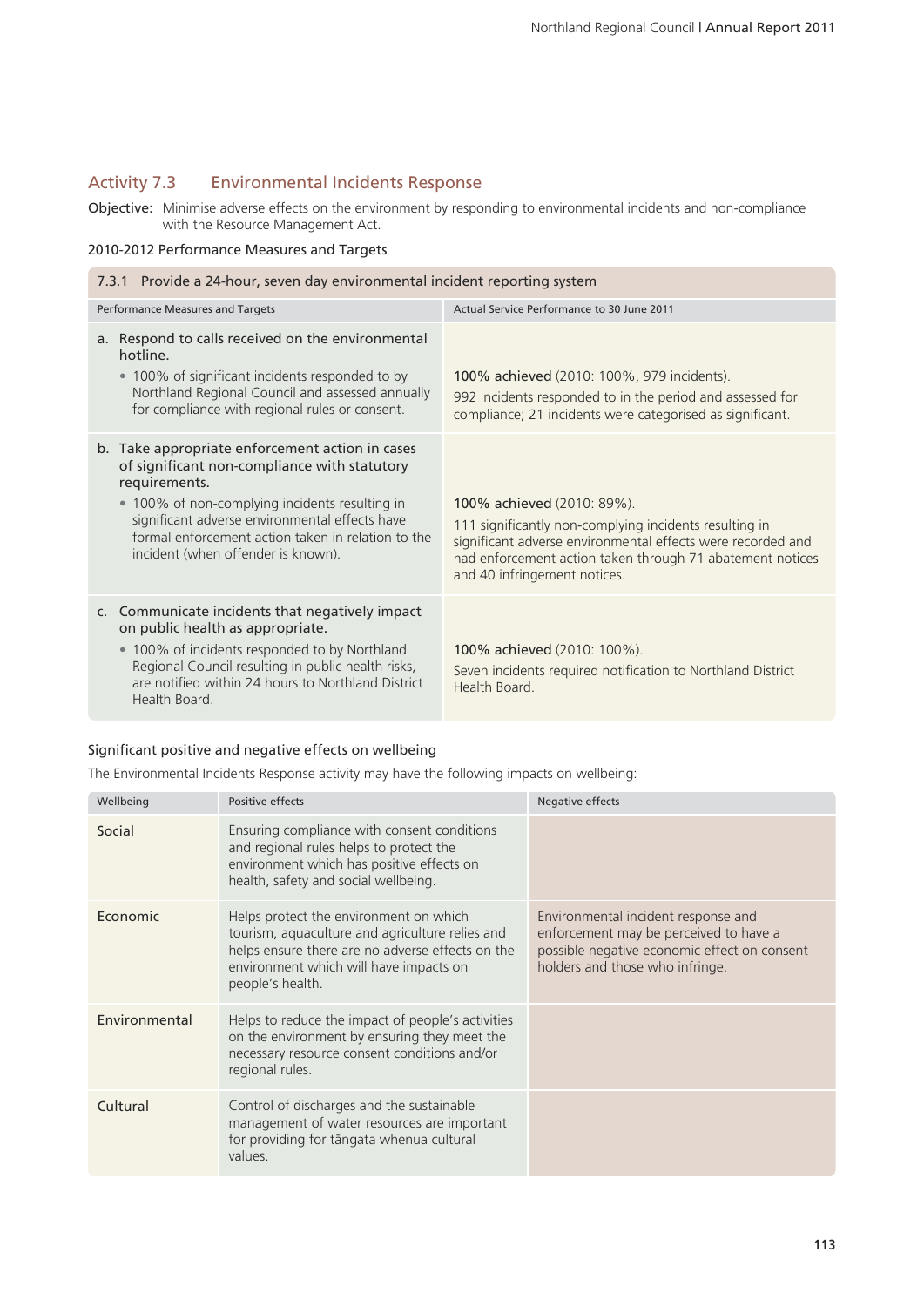## Activity 7.3 Environmental Incidents Response

**Objective:** Minimise adverse effects on the environment by responding to environmental incidents and non-compliance with the Resource Management Act.

### 2010-2012 Performance Measures and Targets

| 7.3.1 Provide a 24-hour, seven day environmental incident reporting system | |
|---|---|
| Performance Measures and Targets | Actual Service Performance to 30 June 2011 |
| a. Respond to calls received on the environmental hotline.<br>• 100% of significant incidents responded to by Northland Regional Council and assessed annually for compliance with regional rules or consent. | **100% achieved** (2010: 100%, 979 incidents).<br>992 incidents responded to in the period and assessed for compliance; 21 incidents were categorised as significant. |
| b. Take appropriate enforcement action in cases of significant non-compliance with statutory requirements.<br>• 100% of non-complying incidents resulting in significant adverse environmental effects have formal enforcement action taken in relation to the incident (when offender is known). | **100% achieved** (2010: 89%).<br>111 significantly non-complying incidents resulting in significant adverse environmental effects were recorded and had enforcement action taken through 71 abatement notices and 40 infringement notices. |
| c. Communicate incidents that negatively impact on public health as appropriate.<br>• 100% of incidents responded to by Northland Regional Council resulting in public health risks, are notified within 24 hours to Northland District Health Board. | **100% achieved** (2010: 100%).<br>Seven incidents required notification to Northland District Health Board. |

### Significant positive and negative effects on wellbeing

The Environmental Incidents Response activity may have the following impacts on wellbeing:

| Wellbeing | Positive effects | Negative effects |
|---|---|---|
| Social | Ensuring compliance with consent conditions and regional rules helps to protect the environment which has positive effects on health, safety and social wellbeing. | |
| Economic | Helps protect the environment on which tourism, aquaculture and agriculture relies and helps ensure there are no adverse effects on the environment which will have impacts on people's health. | Environmental incident response and enforcement may be perceived to have a possible negative economic effect on consent holders and those who infringe. |
| Environmental | Helps to reduce the impact of people's activities on the environment by ensuring they meet the necessary resource consent conditions and/or regional rules. | |
| Cultural | Control of discharges and the sustainable management of water resources are important for providing for tāngata whenua cultural values. | |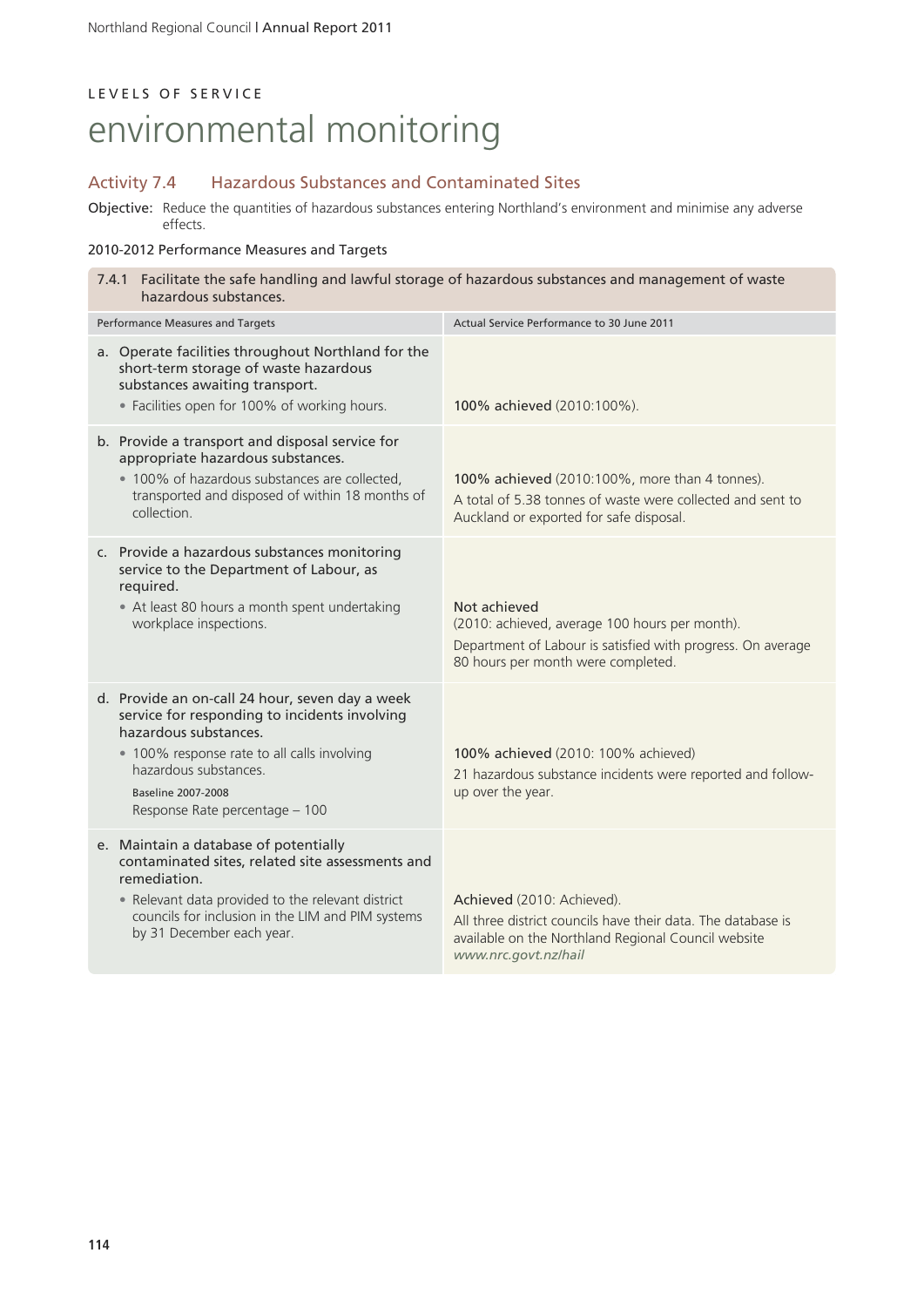LEVELS OF SERVICE

# environmental monitoring

## Activity 7.4 Hazardous Substances and Contaminated Sites

**Objective:** Reduce the quantities of hazardous substances entering Northland's environment and minimise any adverse effects.

2010-2012 Performance Measures and Targets

| 7.4.1 Facilitate the safe handling and lawful storage of hazardous substances and management of waste hazardous substances. | |
|---|---|
| Performance Measures and Targets | Actual Service Performance to 30 June 2011 |
| a. Operate facilities throughout Northland for the short-term storage of waste hazardous substances awaiting transport.<br>• Facilities open for 100% of working hours. | **100% achieved** (2010:100%). |
| b. Provide a transport and disposal service for appropriate hazardous substances.<br>• 100% of hazardous substances are collected, transported and disposed of within 18 months of collection. | **100% achieved** (2010:100%, more than 4 tonnes).<br>A total of 5.38 tonnes of waste were collected and sent to Auckland or exported for safe disposal. |
| c. Provide a hazardous substances monitoring service to the Department of Labour, as required.<br>• At least 80 hours a month spent undertaking workplace inspections. | **Not achieved**<br>(2010: achieved, average 100 hours per month).<br>Department of Labour is satisfied with progress. On average 80 hours per month were completed. |
| d. Provide an on-call 24 hour, seven day a week service for responding to incidents involving hazardous substances.<br>• 100% response rate to all calls involving hazardous substances.<br>Baseline 2007-2008<br>Response Rate percentage – 100 | **100% achieved** (2010: 100% achieved)<br>21 hazardous substance incidents were reported and follow-up over the year. |
| e. Maintain a database of potentially contaminated sites, related site assessments and remediation.<br>• Relevant data provided to the relevant district councils for inclusion in the LIM and PIM systems by 31 December each year. | **Achieved** (2010: Achieved).<br>All three district councils have their data. The database is available on the Northland Regional Council website *www.nrc.govt.nz/hail* |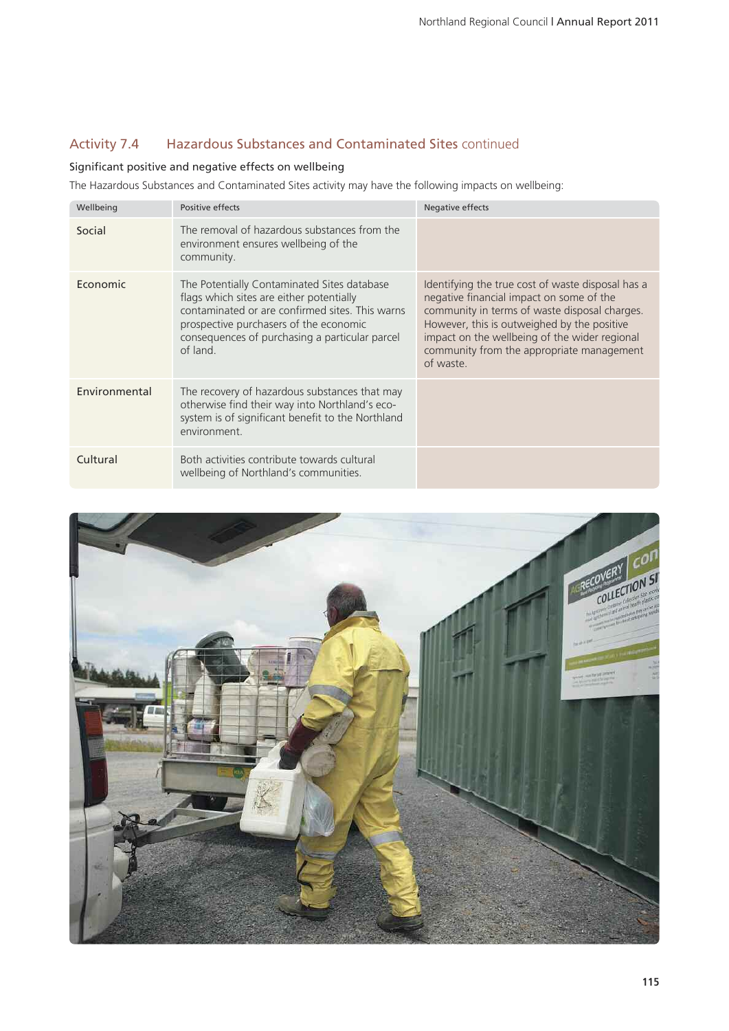## Activity 7.4 Hazardous Substances and Contaminated Sites continued

### Significant positive and negative effects on wellbeing

The Hazardous Substances and Contaminated Sites activity may have the following impacts on wellbeing:

| Wellbeing | Positive effects | Negative effects |
|---|---|---|
| Social | The removal of hazardous substances from the environment ensures wellbeing of the community. | |
| Economic | The Potentially Contaminated Sites database flags which sites are either potentially contaminated or are confirmed sites. This warns prospective purchasers of the economic consequences of purchasing a particular parcel of land. | Identifying the true cost of waste disposal has a negative financial impact on some of the community in terms of waste disposal charges. However, this is outweighed by the positive impact on the wellbeing of the wider regional community from the appropriate management of waste. |
| Environmental | The recovery of hazardous substances that may otherwise find their way into Northland's eco-system is of significant benefit to the Northland environment. | |
| Cultural | Both activities contribute towards cultural wellbeing of Northland's communities. | |